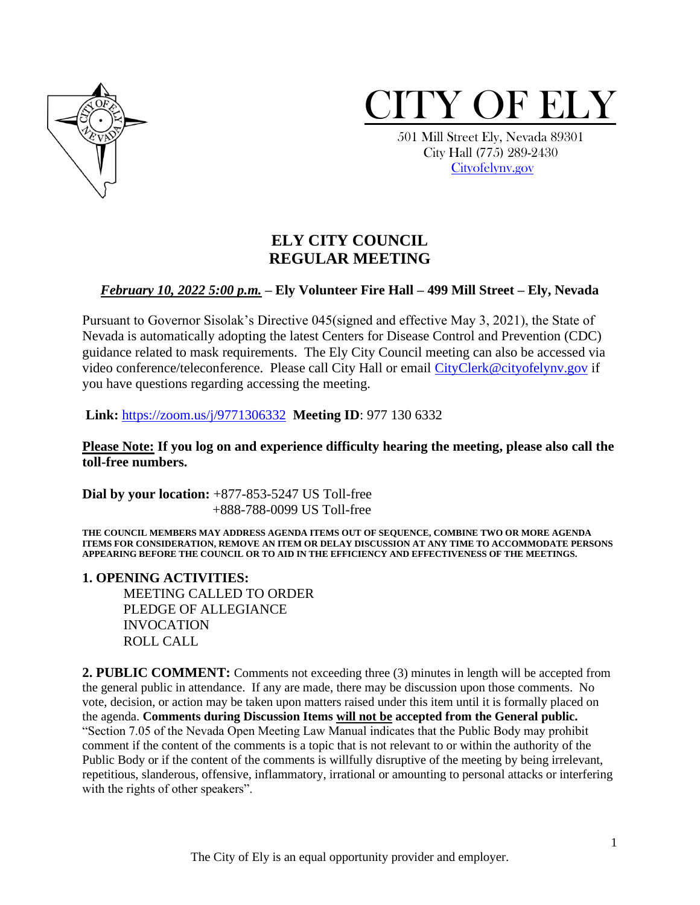# CITY OF ELY

501 Mill Street Ely, Nevada 89301
City Hall (775) 289-2430
Cityofelynv.gov

## ELY CITY COUNCIL
## REGULAR MEETING

***February 10, 2022 5:00 p.m.*** **– Ely Volunteer Fire Hall – 499 Mill Street – Ely, Nevada**

Pursuant to Governor Sisolak's Directive 045(signed and effective May 3, 2021), the State of Nevada is automatically adopting the latest Centers for Disease Control and Prevention (CDC) guidance related to mask requirements. The Ely City Council meeting can also be accessed via video conference/teleconference. Please call City Hall or email CityClerk@cityofelynv.gov if you have questions regarding accessing the meeting.

**Link:** https://zoom.us/j/9771306332 **Meeting ID**: 977 130 6332

**Please Note: If you log on and experience difficulty hearing the meeting, please also call the toll-free numbers.**

**Dial by your location:** +877-853-5247 US Toll-free
+888-788-0099 US Toll-free

**THE COUNCIL MEMBERS MAY ADDRESS AGENDA ITEMS OUT OF SEQUENCE, COMBINE TWO OR MORE AGENDA ITEMS FOR CONSIDERATION, REMOVE AN ITEM OR DELAY DISCUSSION AT ANY TIME TO ACCOMMODATE PERSONS APPEARING BEFORE THE COUNCIL OR TO AID IN THE EFFICIENCY AND EFFECTIVENESS OF THE MEETINGS.**

**1. OPENING ACTIVITIES:**

MEETING CALLED TO ORDER
PLEDGE OF ALLEGIANCE
INVOCATION
ROLL CALL

**2. PUBLIC COMMENT:** Comments not exceeding three (3) minutes in length will be accepted from the general public in attendance. If any are made, there may be discussion upon those comments. No vote, decision, or action may be taken upon matters raised under this item until it is formally placed on the agenda. **Comments during Discussion Items will not be accepted from the General public.** "Section 7.05 of the Nevada Open Meeting Law Manual indicates that the Public Body may prohibit comment if the content of the comments is a topic that is not relevant to or within the authority of the Public Body or if the content of the comments is willfully disruptive of the meeting by being irrelevant, repetitious, slanderous, offensive, inflammatory, irrational or amounting to personal attacks or interfering with the rights of other speakers".

The City of Ely is an equal opportunity provider and employer.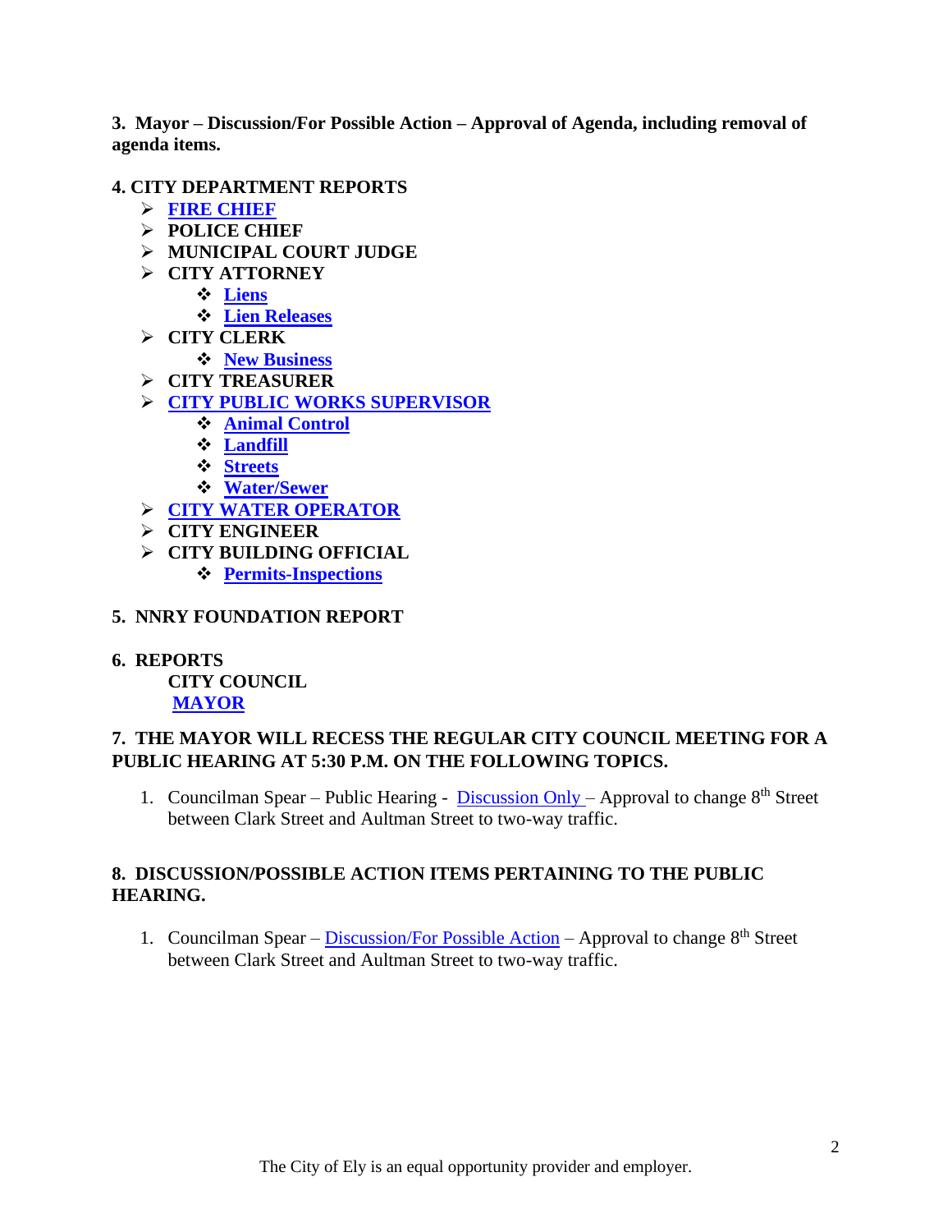**3. Mayor – Discussion/For Possible Action – Approval of Agenda, including removal of agenda items.**

**4. CITY DEPARTMENT REPORTS**

- **FIRE CHIEF**
- **POLICE CHIEF**
- **MUNICIPAL COURT JUDGE**
- **CITY ATTORNEY**
  - **Liens**
  - **Lien Releases**
- **CITY CLERK**
  - **New Business**
- **CITY TREASURER**
- **CITY PUBLIC WORKS SUPERVISOR**
  - **Animal Control**
  - **Landfill**
  - **Streets**
  - **Water/Sewer**
- **CITY WATER OPERATOR**
- **CITY ENGINEER**
- **CITY BUILDING OFFICIAL**
  - **Permits-Inspections**

**5. NNRY FOUNDATION REPORT**

**6. REPORTS**

**CITY COUNCIL**

**MAYOR**

**7. THE MAYOR WILL RECESS THE REGULAR CITY COUNCIL MEETING FOR A PUBLIC HEARING AT 5:30 P.M. ON THE FOLLOWING TOPICS.**

1. Councilman Spear – Public Hearing - Discussion Only – Approval to change 8th Street between Clark Street and Aultman Street to two-way traffic.

**8. DISCUSSION/POSSIBLE ACTION ITEMS PERTAINING TO THE PUBLIC HEARING.**

1. Councilman Spear – Discussion/For Possible Action – Approval to change 8th Street between Clark Street and Aultman Street to two-way traffic.

The City of Ely is an equal opportunity provider and employer.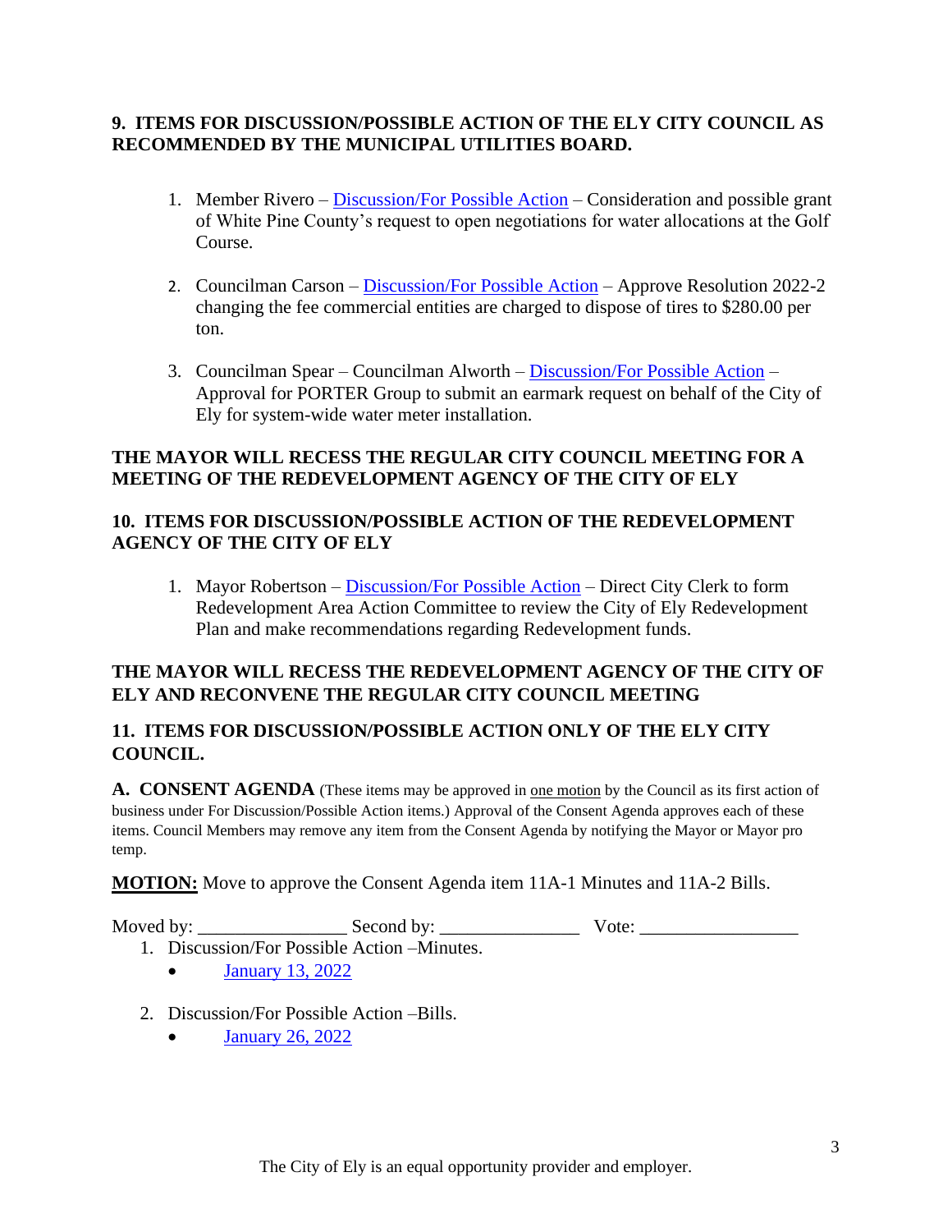**9. ITEMS FOR DISCUSSION/POSSIBLE ACTION OF THE ELY CITY COUNCIL AS RECOMMENDED BY THE MUNICIPAL UTILITIES BOARD.**

1. Member Rivero – Discussion/For Possible Action – Consideration and possible grant of White Pine County's request to open negotiations for water allocations at the Golf Course.

2. Councilman Carson – Discussion/For Possible Action – Approve Resolution 2022-2 changing the fee commercial entities are charged to dispose of tires to $280.00 per ton.

3. Councilman Spear – Councilman Alworth – Discussion/For Possible Action – Approval for PORTER Group to submit an earmark request on behalf of the City of Ely for system-wide water meter installation.

**THE MAYOR WILL RECESS THE REGULAR CITY COUNCIL MEETING FOR A MEETING OF THE REDEVELOPMENT AGENCY OF THE CITY OF ELY**

**10. ITEMS FOR DISCUSSION/POSSIBLE ACTION OF THE REDEVELOPMENT AGENCY OF THE CITY OF ELY**

1. Mayor Robertson – Discussion/For Possible Action – Direct City Clerk to form Redevelopment Area Action Committee to review the City of Ely Redevelopment Plan and make recommendations regarding Redevelopment funds.

**THE MAYOR WILL RECESS THE REDEVELOPMENT AGENCY OF THE CITY OF ELY AND RECONVENE THE REGULAR CITY COUNCIL MEETING**

**11. ITEMS FOR DISCUSSION/POSSIBLE ACTION ONLY OF THE ELY CITY COUNCIL.**

**A. CONSENT AGENDA** (These items may be approved in one motion by the Council as its first action of business under For Discussion/Possible Action items.) Approval of the Consent Agenda approves each of these items. Council Members may remove any item from the Consent Agenda by notifying the Mayor or Mayor pro temp.

**MOTION:** Move to approve the Consent Agenda item 11A-1 Minutes and 11A-2 Bills.

Moved by: ________________ Second by: _______________ Vote: _________________

1. Discussion/For Possible Action –Minutes.
   - January 13, 2022

2. Discussion/For Possible Action –Bills.
   - January 26, 2022

The City of Ely is an equal opportunity provider and employer.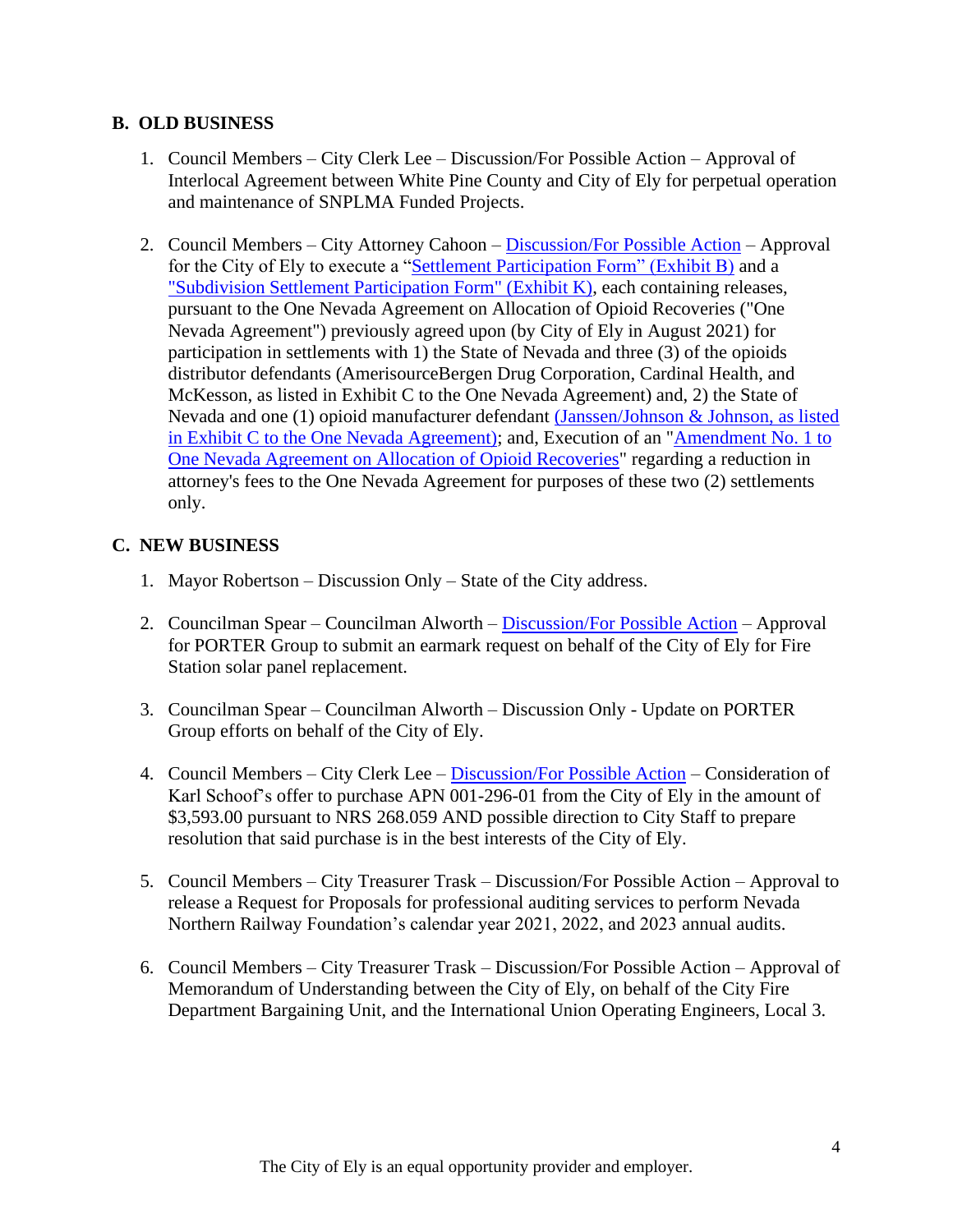## B. OLD BUSINESS

1. Council Members – City Clerk Lee – Discussion/For Possible Action – Approval of Interlocal Agreement between White Pine County and City of Ely for perpetual operation and maintenance of SNPLMA Funded Projects.

2. Council Members – City Attorney Cahoon – Discussion/For Possible Action – Approval for the City of Ely to execute a "Settlement Participation Form" (Exhibit B) and a "Subdivision Settlement Participation Form" (Exhibit K), each containing releases, pursuant to the One Nevada Agreement on Allocation of Opioid Recoveries ("One Nevada Agreement") previously agreed upon (by City of Ely in August 2021) for participation in settlements with 1) the State of Nevada and three (3) of the opioids distributor defendants (AmerisourceBergen Drug Corporation, Cardinal Health, and McKesson, as listed in Exhibit C to the One Nevada Agreement) and, 2) the State of Nevada and one (1) opioid manufacturer defendant (Janssen/Johnson & Johnson, as listed in Exhibit C to the One Nevada Agreement); and, Execution of an "Amendment No. 1 to One Nevada Agreement on Allocation of Opioid Recoveries" regarding a reduction in attorney's fees to the One Nevada Agreement for purposes of these two (2) settlements only.

## C. NEW BUSINESS

1. Mayor Robertson – Discussion Only – State of the City address.

2. Councilman Spear – Councilman Alworth – Discussion/For Possible Action – Approval for PORTER Group to submit an earmark request on behalf of the City of Ely for Fire Station solar panel replacement.

3. Councilman Spear – Councilman Alworth – Discussion Only - Update on PORTER Group efforts on behalf of the City of Ely.

4. Council Members – City Clerk Lee – Discussion/For Possible Action – Consideration of Karl Schoof's offer to purchase APN 001-296-01 from the City of Ely in the amount of $3,593.00 pursuant to NRS 268.059 AND possible direction to City Staff to prepare resolution that said purchase is in the best interests of the City of Ely.

5. Council Members – City Treasurer Trask – Discussion/For Possible Action – Approval to release a Request for Proposals for professional auditing services to perform Nevada Northern Railway Foundation's calendar year 2021, 2022, and 2023 annual audits.

6. Council Members – City Treasurer Trask – Discussion/For Possible Action – Approval of Memorandum of Understanding between the City of Ely, on behalf of the City Fire Department Bargaining Unit, and the International Union Operating Engineers, Local 3.

The City of Ely is an equal opportunity provider and employer.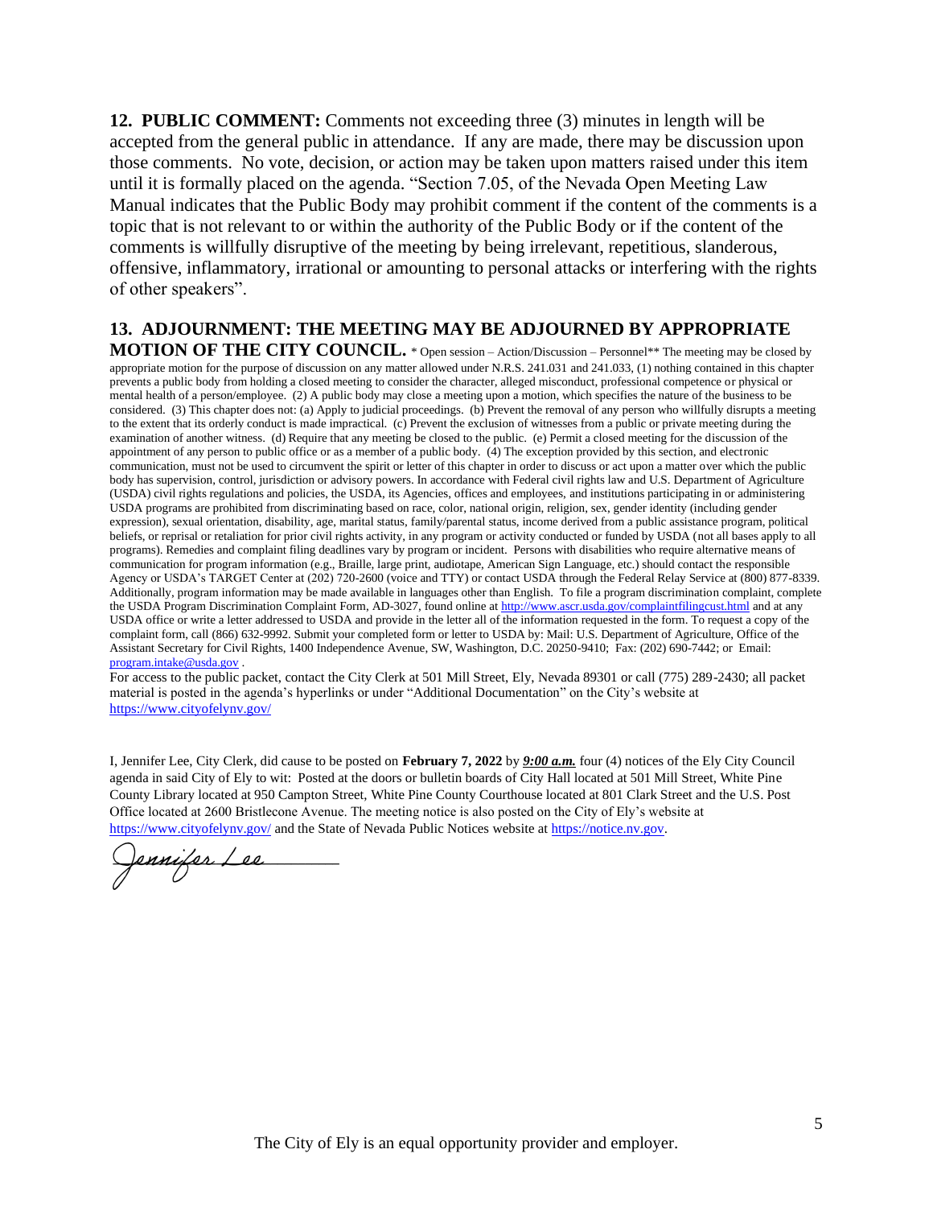**12. PUBLIC COMMENT:** Comments not exceeding three (3) minutes in length will be accepted from the general public in attendance. If any are made, there may be discussion upon those comments. No vote, decision, or action may be taken upon matters raised under this item until it is formally placed on the agenda. "Section 7.05, of the Nevada Open Meeting Law Manual indicates that the Public Body may prohibit comment if the content of the comments is a topic that is not relevant to or within the authority of the Public Body or if the content of the comments is willfully disruptive of the meeting by being irrelevant, repetitious, slanderous, offensive, inflammatory, irrational or amounting to personal attacks or interfering with the rights of other speakers".

**13. ADJOURNMENT: THE MEETING MAY BE ADJOURNED BY APPROPRIATE MOTION OF THE CITY COUNCIL.** * Open session – Action/Discussion – Personnel** The meeting may be closed by appropriate motion for the purpose of discussion on any matter allowed under N.R.S. 241.031 and 241.033, (1) nothing contained in this chapter prevents a public body from holding a closed meeting to consider the character, alleged misconduct, professional competence or physical or mental health of a person/employee. (2) A public body may close a meeting upon a motion, which specifies the nature of the business to be considered. (3) This chapter does not: (a) Apply to judicial proceedings. (b) Prevent the removal of any person who willfully disrupts a meeting to the extent that its orderly conduct is made impractical. (c) Prevent the exclusion of witnesses from a public or private meeting during the examination of another witness. (d) Require that any meeting be closed to the public. (e) Permit a closed meeting for the discussion of the appointment of any person to public office or as a member of a public body. (4) The exception provided by this section, and electronic communication, must not be used to circumvent the spirit or letter of this chapter in order to discuss or act upon a matter over which the public body has supervision, control, jurisdiction or advisory powers. In accordance with Federal civil rights law and U.S. Department of Agriculture (USDA) civil rights regulations and policies, the USDA, its Agencies, offices and employees, and institutions participating in or administering USDA programs are prohibited from discriminating based on race, color, national origin, religion, sex, gender identity (including gender expression), sexual orientation, disability, age, marital status, family/parental status, income derived from a public assistance program, political beliefs, or reprisal or retaliation for prior civil rights activity, in any program or activity conducted or funded by USDA (not all bases apply to all programs). Remedies and complaint filing deadlines vary by program or incident. Persons with disabilities who require alternative means of communication for program information (e.g., Braille, large print, audiotape, American Sign Language, etc.) should contact the responsible Agency or USDA's TARGET Center at (202) 720-2600 (voice and TTY) or contact USDA through the Federal Relay Service at (800) 877-8339. Additionally, program information may be made available in languages other than English. To file a program discrimination complaint, complete the USDA Program Discrimination Complaint Form, AD-3027, found online at http://www.ascr.usda.gov/complaintfilingcust.html and at any USDA office or write a letter addressed to USDA and provide in the letter all of the information requested in the form. To request a copy of the complaint form, call (866) 632-9992. Submit your completed form or letter to USDA by: Mail: U.S. Department of Agriculture, Office of the Assistant Secretary for Civil Rights, 1400 Independence Avenue, SW, Washington, D.C. 20250-9410; Fax: (202) 690-7442; or Email: program.intake@usda.gov .

For access to the public packet, contact the City Clerk at 501 Mill Street, Ely, Nevada 89301 or call (775) 289-2430; all packet material is posted in the agenda's hyperlinks or under "Additional Documentation" on the City's website at https://www.cityofelynv.gov/

I, Jennifer Lee, City Clerk, did cause to be posted on **February 7, 2022** by ***9:00 a.m.*** four (4) notices of the Ely City Council agenda in said City of Ely to wit: Posted at the doors or bulletin boards of City Hall located at 501 Mill Street, White Pine County Library located at 950 Campton Street, White Pine County Courthouse located at 801 Clark Street and the U.S. Post Office located at 2600 Bristlecone Avenue. The meeting notice is also posted on the City of Ely's website at https://www.cityofelynv.gov/ and the State of Nevada Public Notices website at https://notice.nv.gov.

Jennifer Lee

The City of Ely is an equal opportunity provider and employer.